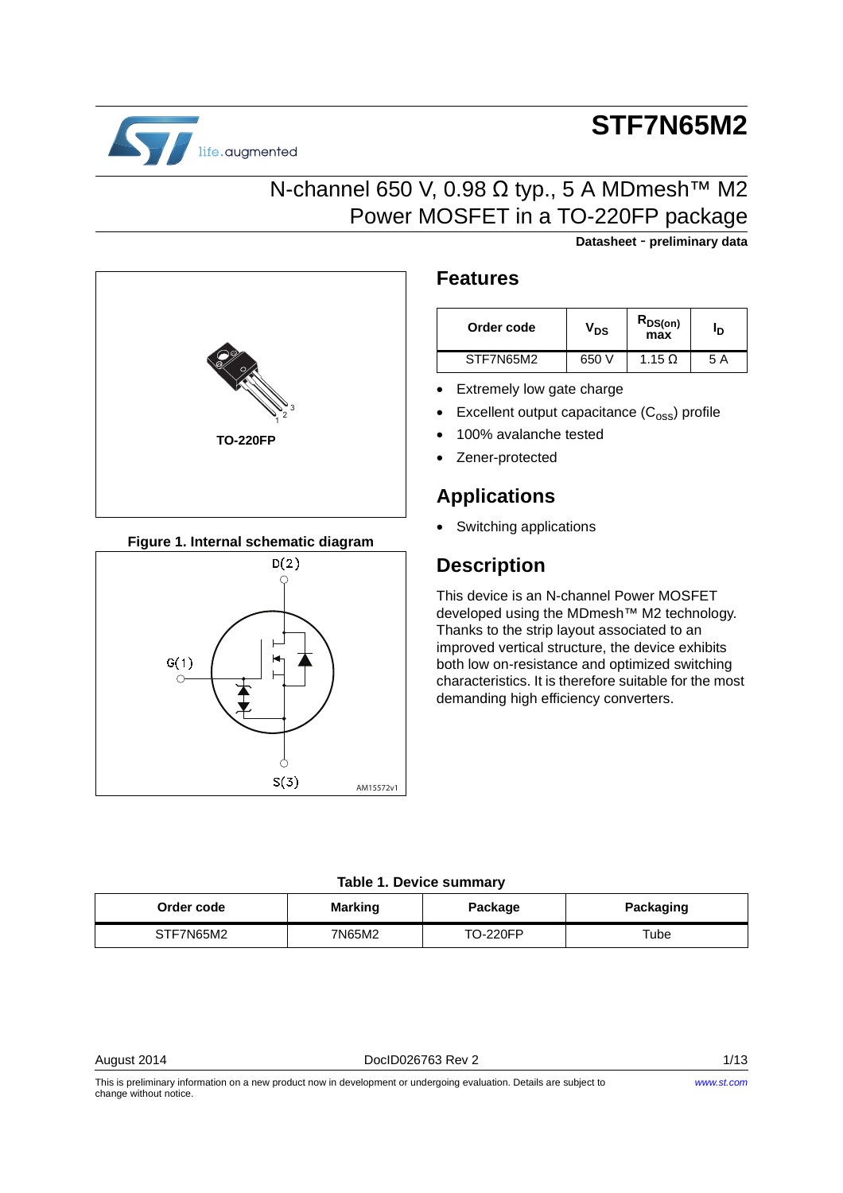# STF7N65M2

## N-channel 650 V, 0.98 Ω typ., 5 A MDmesh™ M2 Power MOSFET in a TO-220FP package

**Datasheet - preliminary data**

TO-220FP

Figure 1. Internal schematic diagram

## Features

| Order code | $V_{DS}$ | $R_{DS(on)}$ max | $I_D$ |
|---|---|---|---|
| STF7N65M2 | 650 V | 1.15 Ω | 5 A |

- Extremely low gate charge
- Excellent output capacitance ($C_{oss}$) profile
- 100% avalanche tested
- Zener-protected

## Applications

- Switching applications

## Description

This device is an N-channel Power MOSFET developed using the MDmesh™ M2 technology. Thanks to the strip layout associated to an improved vertical structure, the device exhibits both low on-resistance and optimized switching characteristics. It is therefore suitable for the most demanding high efficiency converters.

**Table 1. Device summary**

| Order code | Marking | Package | Packaging |
|---|---|---|---|
| STF7N65M2 | 7N65M2 | TO-220FP | Tube |

August 2014 DocID026763 Rev 2

This is preliminary information on a new product now in development or undergoing evaluation. Details are subject to change without notice.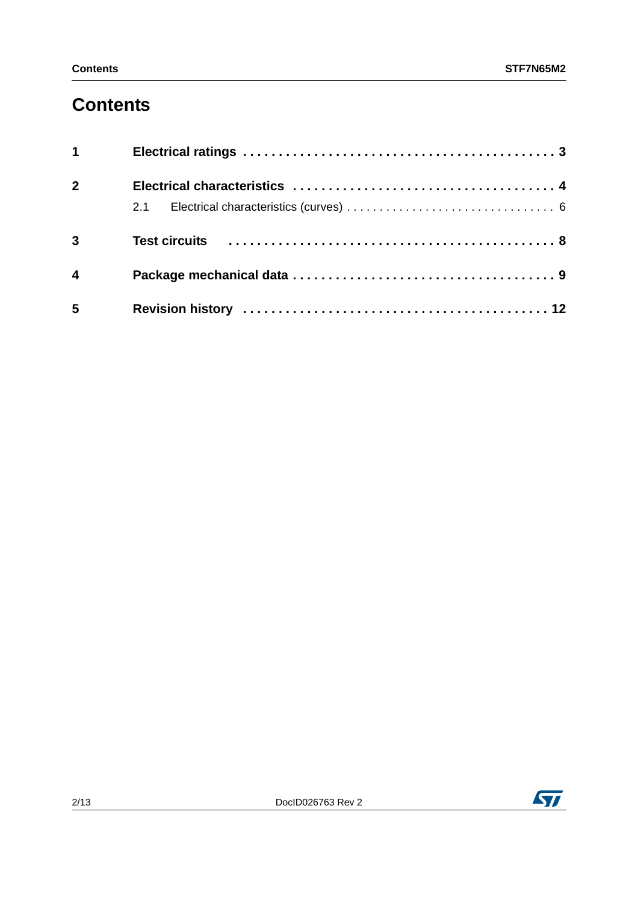# Contents

| | | |
|---|---|---|
| **1** | **Electrical ratings** | **3** |
| **2** | **Electrical characteristics** | **4** |
| | 2.1 Electrical characteristics (curves) | 6 |
| **3** | **Test circuits** | **8** |
| **4** | **Package mechanical data** | **9** |
| **5** | **Revision history** | **12** |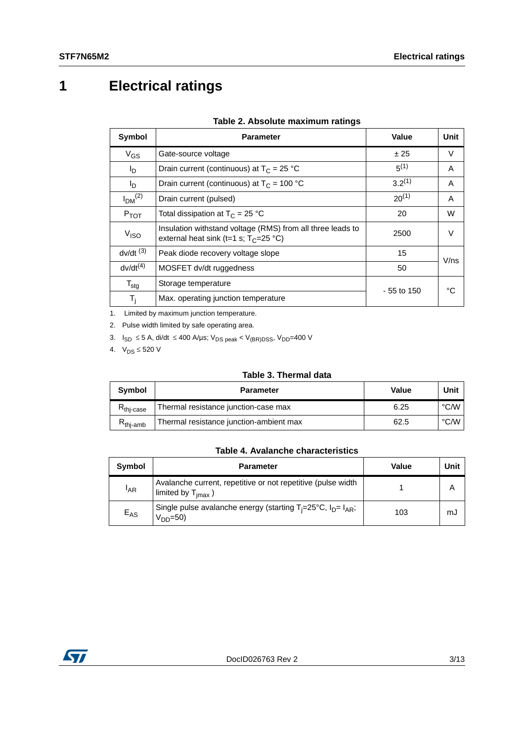# 1 Electrical ratings

**Table 2. Absolute maximum ratings**

| Symbol | Parameter | Value | Unit |
|---|---|---|---|
| $V_{GS}$ | Gate-source voltage | ± 25 | V |
| $I_D$ | Drain current (continuous) at $T_C$ = 25 °C | 5[1] | A |
| $I_D$ | Drain current (continuous) at $T_C$ = 100 °C | 3.2[1] | A |
| $I_{DM}$[2] | Drain current (pulsed) | 20[1] | A |
| $P_{TOT}$ | Total dissipation at $T_C$ = 25 °C | 20 | W |
| $V_{ISO}$ | Insulation withstand voltage (RMS) from all three leads to external heat sink (t=1 s; $T_C$=25 °C) | 2500 | V |
| dv/dt [3] | Peak diode recovery voltage slope | 15 | V/ns |
| dv/dt[4] | MOSFET dv/dt ruggedness | 50 | V/ns |
| $T_{stg}$ | Storage temperature | - 55 to 150 | °C |
| $T_j$ | Max. operating junction temperature | - 55 to 150 | °C |

1. Limited by maximum junction temperature.
2. Pulse width limited by safe operating area.
3. $I_{SD}$ ≤ 5 A, di/dt ≤ 400 A/µs; $V_{DS\ peak}$ < $V_{(BR)DSS}$, $V_{DD}$=400 V
4. $V_{DS}$ ≤ 520 V

**Table 3. Thermal data**

| Symbol | Parameter | Value | Unit |
|---|---|---|---|
| $R_{thj\text{-}case}$ | Thermal resistance junction-case max | 6.25 | °C/W |
| $R_{thj\text{-}amb}$ | Thermal resistance junction-ambient max | 62.5 | °C/W |

**Table 4. Avalanche characteristics**

| Symbol | Parameter | Value | Unit |
|---|---|---|---|
| $I_{AR}$ | Avalanche current, repetitive or not repetitive (pulse width limited by $T_{jmax}$ ) | 1 | A |
| $E_{AS}$ | Single pulse avalanche energy (starting $T_j$=25°C, $I_D$= $I_{AR}$; $V_{DD}$=50) | 103 | mJ |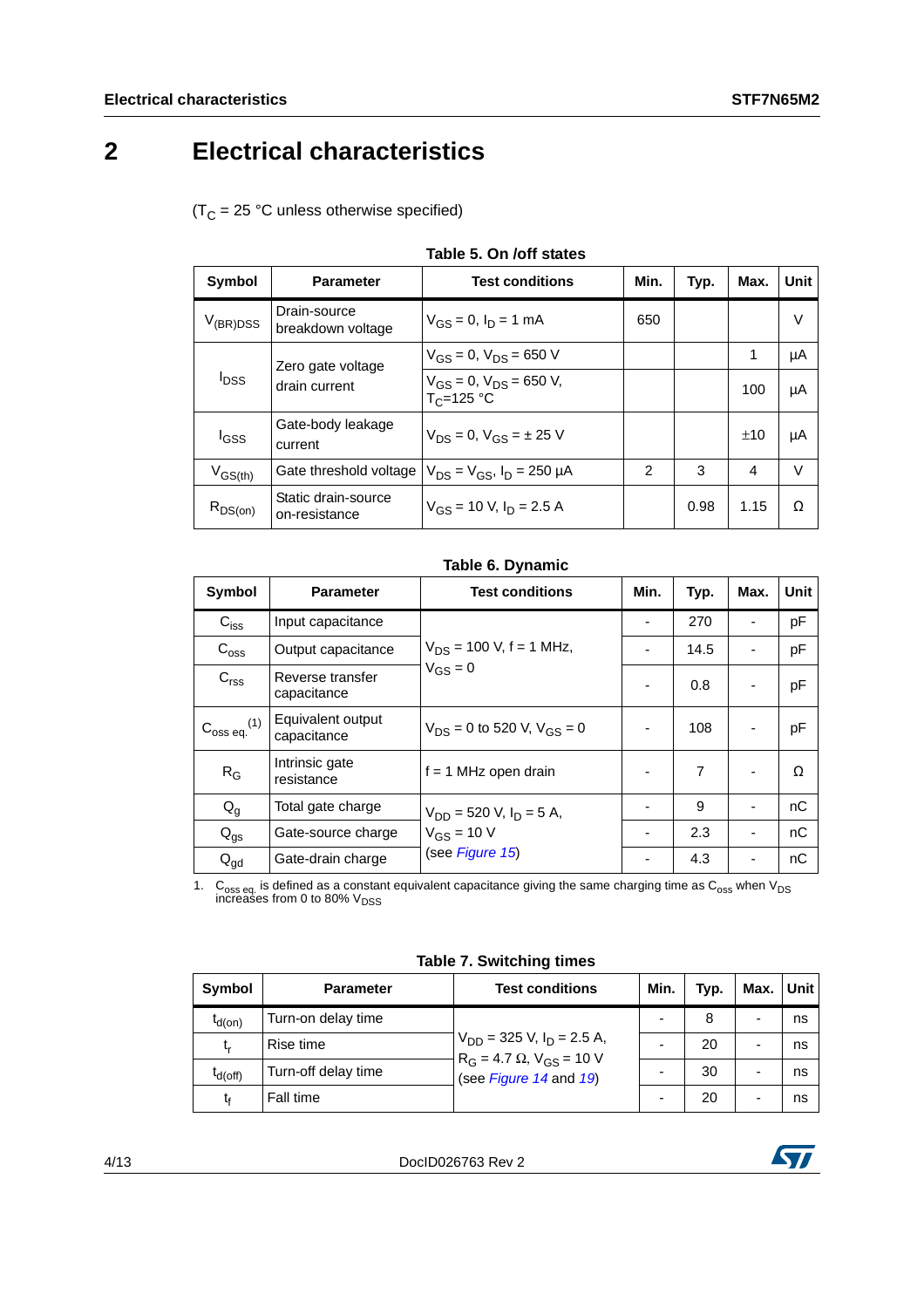# 2 Electrical characteristics

($T_C$ = 25 °C unless otherwise specified)

**Table 5. On /off states**

| Symbol | Parameter | Test conditions | Min. | Typ. | Max. | Unit |
|---|---|---|---|---|---|---|
| $V_{(BR)DSS}$ | Drain-source breakdown voltage | $V_{GS}$ = 0, $I_D$ = 1 mA | 650 | | | V |
| $I_{DSS}$ | Zero gate voltage drain current | $V_{GS}$ = 0, $V_{DS}$ = 650 V | | | 1 | µA |
| | | $V_{GS}$ = 0, $V_{DS}$ = 650 V, $T_C$=125 °C | | | 100 | µA |
| $I_{GSS}$ | Gate-body leakage current | $V_{DS}$ = 0, $V_{GS}$ = ± 25 V | | | ±10 | µA |
| $V_{GS(th)}$ | Gate threshold voltage | $V_{DS}$ = $V_{GS}$, $I_D$ = 250 µA | 2 | 3 | 4 | V |
| $R_{DS(on)}$ | Static drain-source on-resistance | $V_{GS}$ = 10 V, $I_D$ = 2.5 A | | 0.98 | 1.15 | Ω |

**Table 6. Dynamic**

| Symbol | Parameter | Test conditions | Min. | Typ. | Max. | Unit |
|---|---|---|---|---|---|---|
| $C_{iss}$ | Input capacitance | $V_{DS}$ = 100 V, f = 1 MHz, $V_{GS}$ = 0 | - | 270 | - | pF |
| $C_{oss}$ | Output capacitance | | - | 14.5 | - | pF |
| $C_{rss}$ | Reverse transfer capacitance | | - | 0.8 | - | pF |
| $C_{oss\ eq.}$ (1) | Equivalent output capacitance | $V_{DS}$ = 0 to 520 V, $V_{GS}$ = 0 | - | 108 | - | pF |
| $R_G$ | Intrinsic gate resistance | f = 1 MHz open drain | - | 7 | - | Ω |
| $Q_g$ | Total gate charge | $V_{DD}$ = 520 V, $I_D$ = 5 A, $V_{GS}$ = 10 V (see *Figure 15*) | - | 9 | - | nC |
| $Q_{gs}$ | Gate-source charge | | - | 2.3 | - | nC |
| $Q_{gd}$ | Gate-drain charge | | - | 4.3 | - | nC |

1. $C_{oss\ eq.}$ is defined as a constant equivalent capacitance giving the same charging time as $C_{oss}$ when $V_{DS}$ increases from 0 to 80% $V_{DSS}$

**Table 7. Switching times**

| Symbol | Parameter | Test conditions | Min. | Typ. | Max. | Unit |
|---|---|---|---|---|---|---|
| $t_{d(on)}$ | Turn-on delay time | $V_{DD}$ = 325 V, $I_D$ = 2.5 A, $R_G$ = 4.7 Ω, $V_{GS}$ = 10 V (see *Figure 14* and *19*) | - | 8 | - | ns |
| $t_r$ | Rise time | | - | 20 | - | ns |
| $t_{d(off)}$ | Turn-off delay time | | - | 30 | - | ns |
| $t_f$ | Fall time | | - | 20 | - | ns |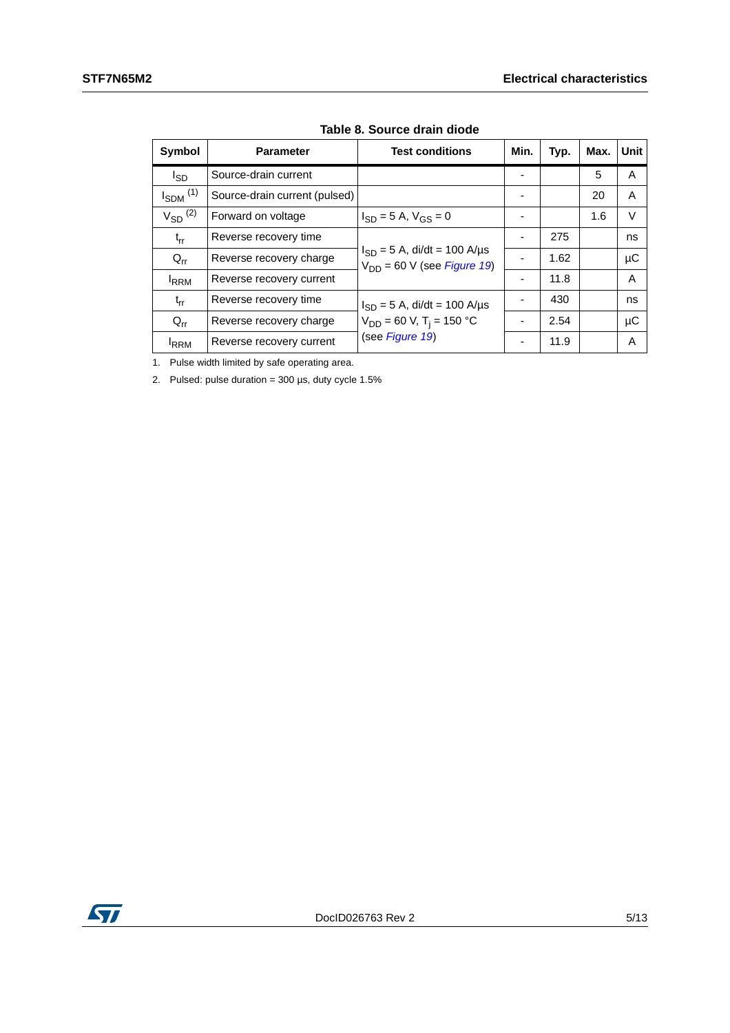**Table 8. Source drain diode**

| Symbol | Parameter | Test conditions | Min. | Typ. | Max. | Unit |
|---|---|---|---|---|---|---|
| $I_{SD}$ | Source-drain current | | - | | 5 | A |
| $I_{SDM}$ [1] | Source-drain current (pulsed) | | - | | 20 | A |
| $V_{SD}$ [2] | Forward on voltage | $I_{SD}$ = 5 A, $V_{GS}$ = 0 | - | | 1.6 | V |
| $t_{rr}$ | Reverse recovery time | $I_{SD}$ = 5 A, di/dt = 100 A/µs $V_{DD}$ = 60 V (see *Figure 19*) | - | 275 | | ns |
| $Q_{rr}$ | Reverse recovery charge | | - | 1.62 | | µC |
| $I_{RRM}$ | Reverse recovery current | | - | 11.8 | | A |
| $t_{rr}$ | Reverse recovery time | $I_{SD}$ = 5 A, di/dt = 100 A/µs $V_{DD}$ = 60 V, $T_j$ = 150 °C (see *Figure 19*) | - | 430 | | ns |
| $Q_{rr}$ | Reverse recovery charge | | - | 2.54 | | µC |
| $I_{RRM}$ | Reverse recovery current | | - | 11.9 | | A |

1. Pulse width limited by safe operating area.
2. Pulsed: pulse duration = 300 µs, duty cycle 1.5%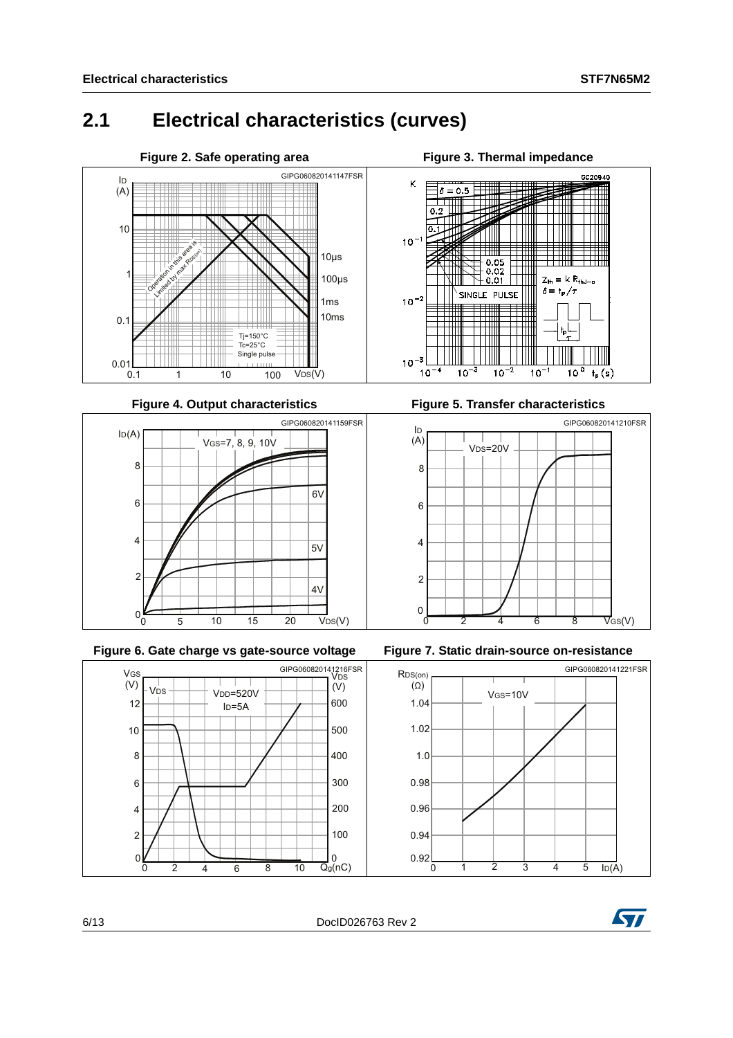## 2.1 Electrical characteristics (curves)

Figure 2. Safe operating area

Figure 3. Thermal impedance

Figure 4. Output characteristics

Figure 5. Transfer characteristics

Figure 6. Gate charge vs gate-source voltage

Figure 7. Static drain-source on-resistance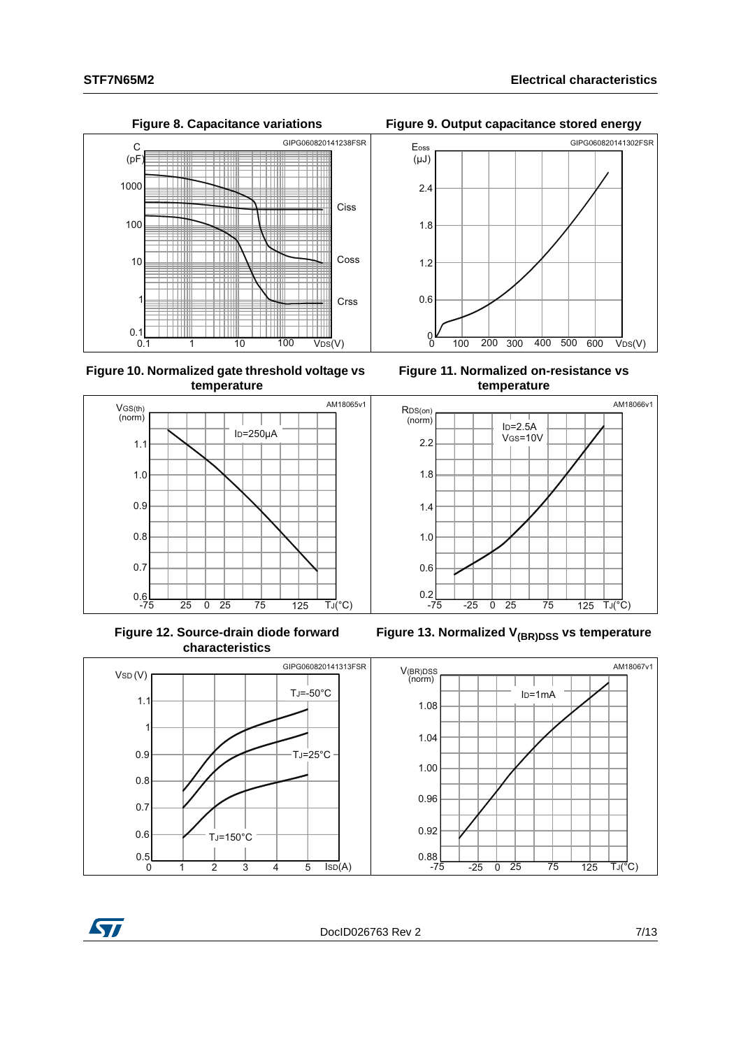**Figure 8. Capacitance variations**

**Figure 9. Output capacitance stored energy**

**Figure 10. Normalized gate threshold voltage vs temperature**

**Figure 11. Normalized on-resistance vs temperature**

**Figure 12. Source-drain diode forward characteristics**

**Figure 13. Normalized $V_{(BR)DSS}$ vs temperature**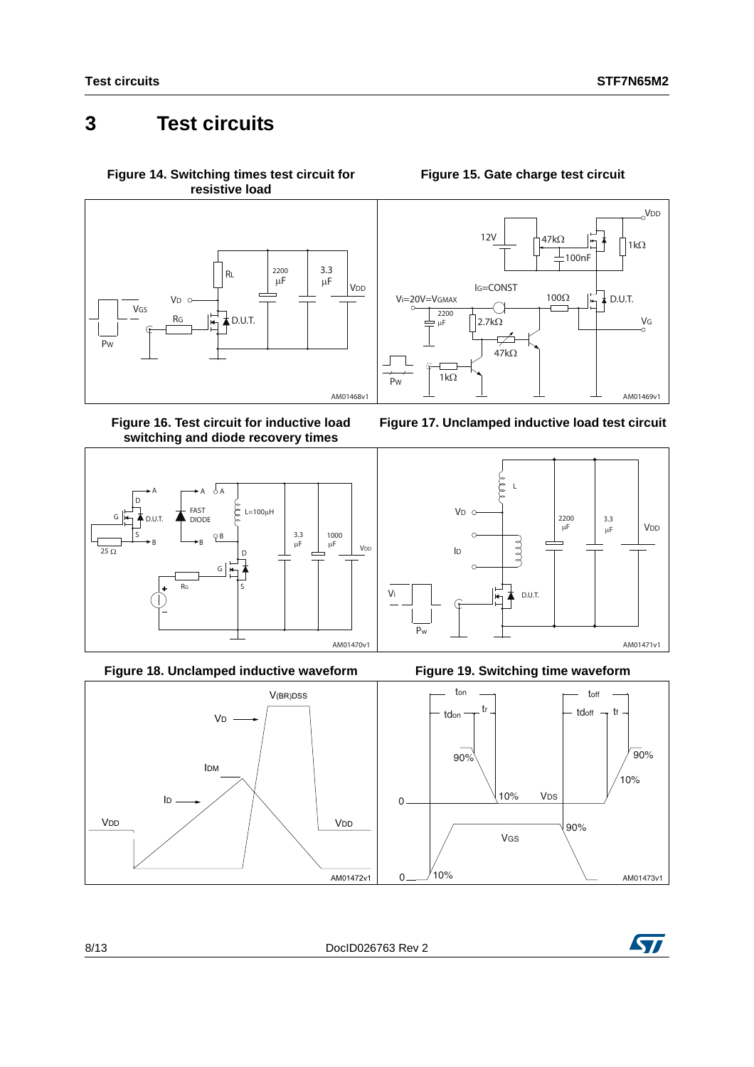# 3 Test circuits

**Figure 14. Switching times test circuit for resistive load**

**Figure 15. Gate charge test circuit**

**Figure 16. Test circuit for inductive load switching and diode recovery times**

**Figure 17. Unclamped inductive load test circuit**

**Figure 18. Unclamped inductive waveform**

**Figure 19. Switching time waveform**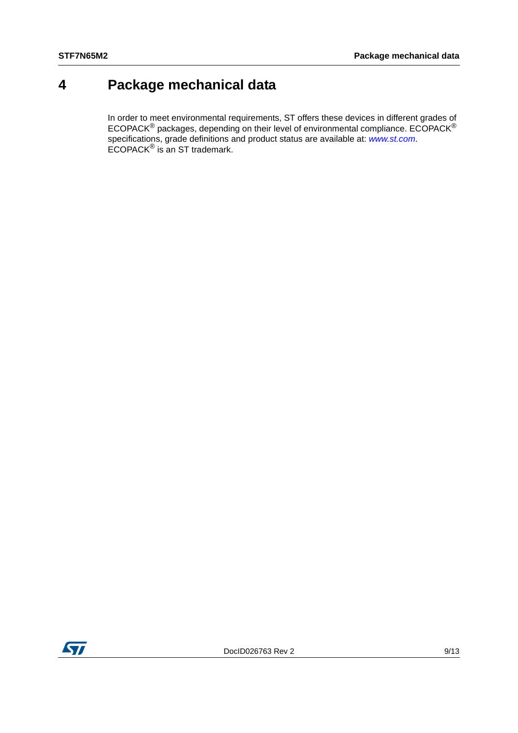# 4 Package mechanical data

In order to meet environmental requirements, ST offers these devices in different grades of ECOPACK® packages, depending on their level of environmental compliance. ECOPACK® specifications, grade definitions and product status are available at: *www.st.com*. ECOPACK® is an ST trademark.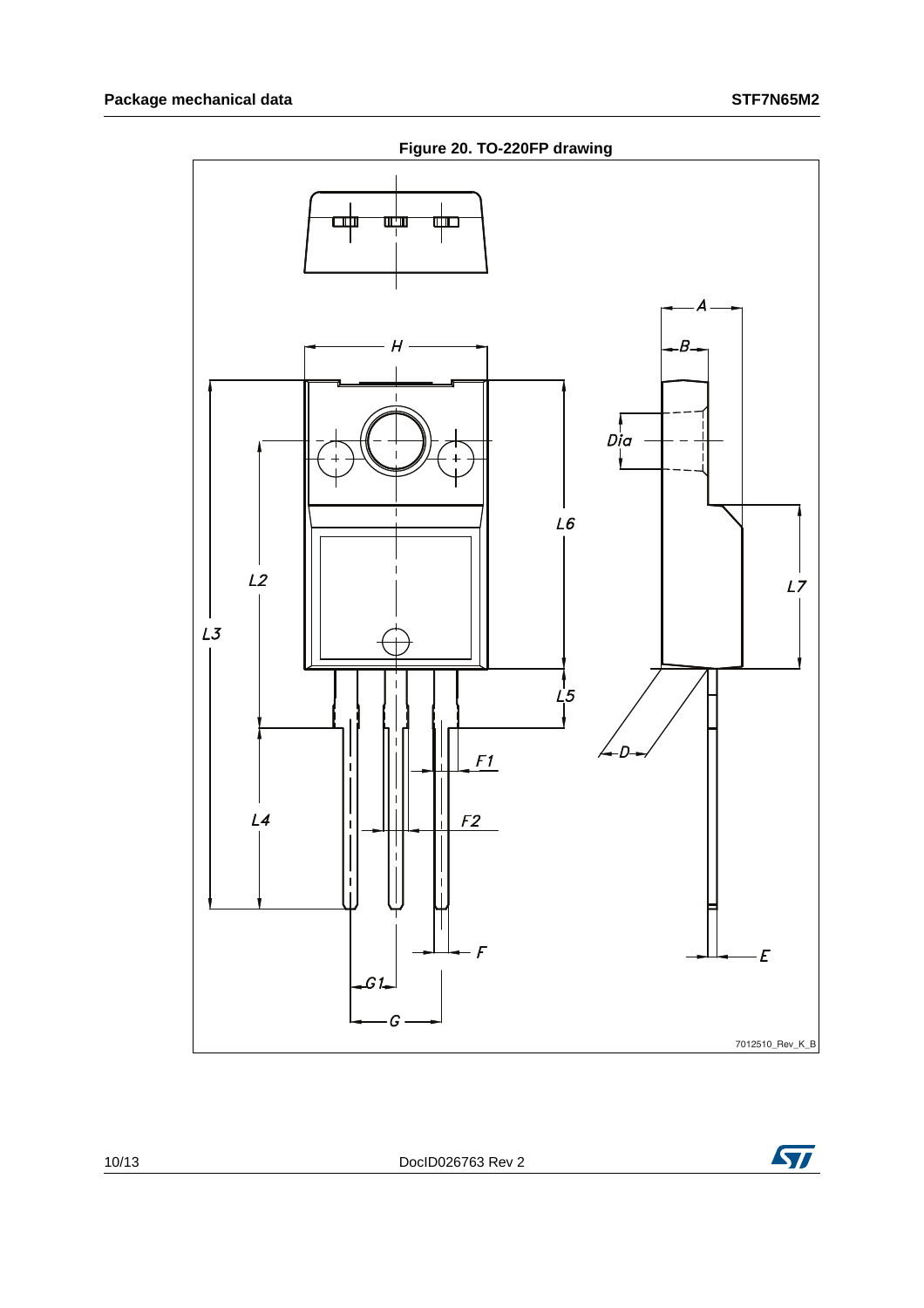**Figure 20. TO-220FP drawing**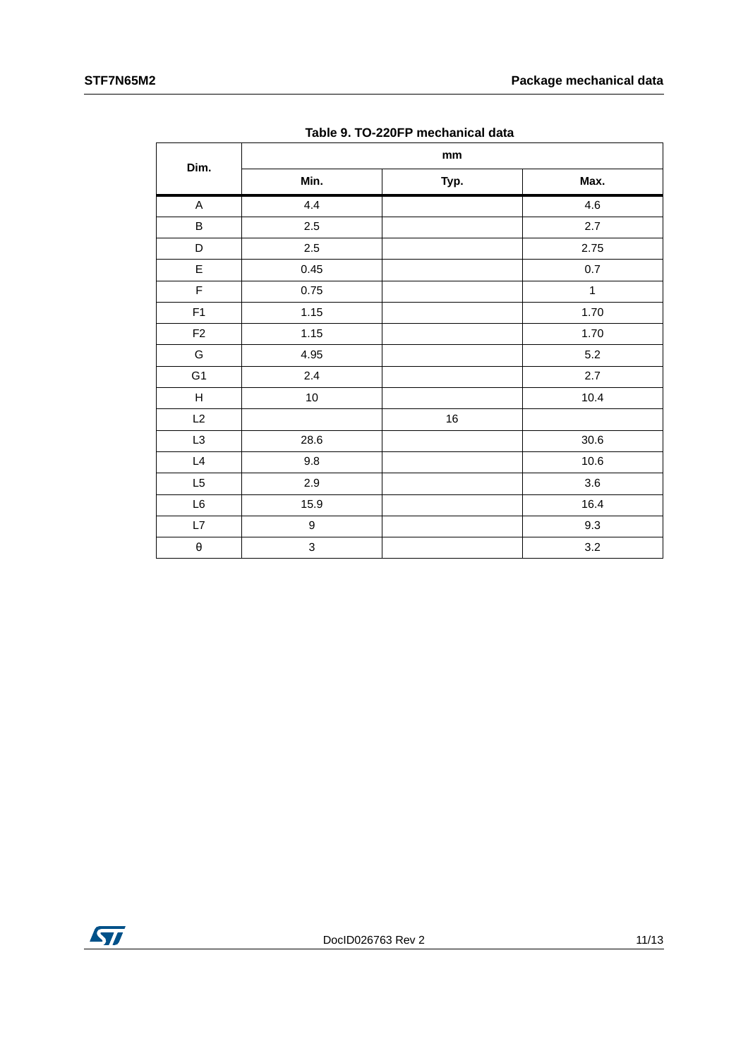Table 9. TO-220FP mechanical data

| Dim. | mm | | |
|---|---|---|---|
| | Min. | Typ. | Max. |
| A | 4.4 | | 4.6 |
| B | 2.5 | | 2.7 |
| D | 2.5 | | 2.75 |
| E | 0.45 | | 0.7 |
| F | 0.75 | | 1 |
| F1 | 1.15 | | 1.70 |
| F2 | 1.15 | | 1.70 |
| G | 4.95 | | 5.2 |
| G1 | 2.4 | | 2.7 |
| H | 10 | | 10.4 |
| L2 | | 16 | |
| L3 | 28.6 | | 30.6 |
| L4 | 9.8 | | 10.6 |
| L5 | 2.9 | | 3.6 |
| L6 | 15.9 | | 16.4 |
| L7 | 9 | | 9.3 |
| θ | 3 | | 3.2 |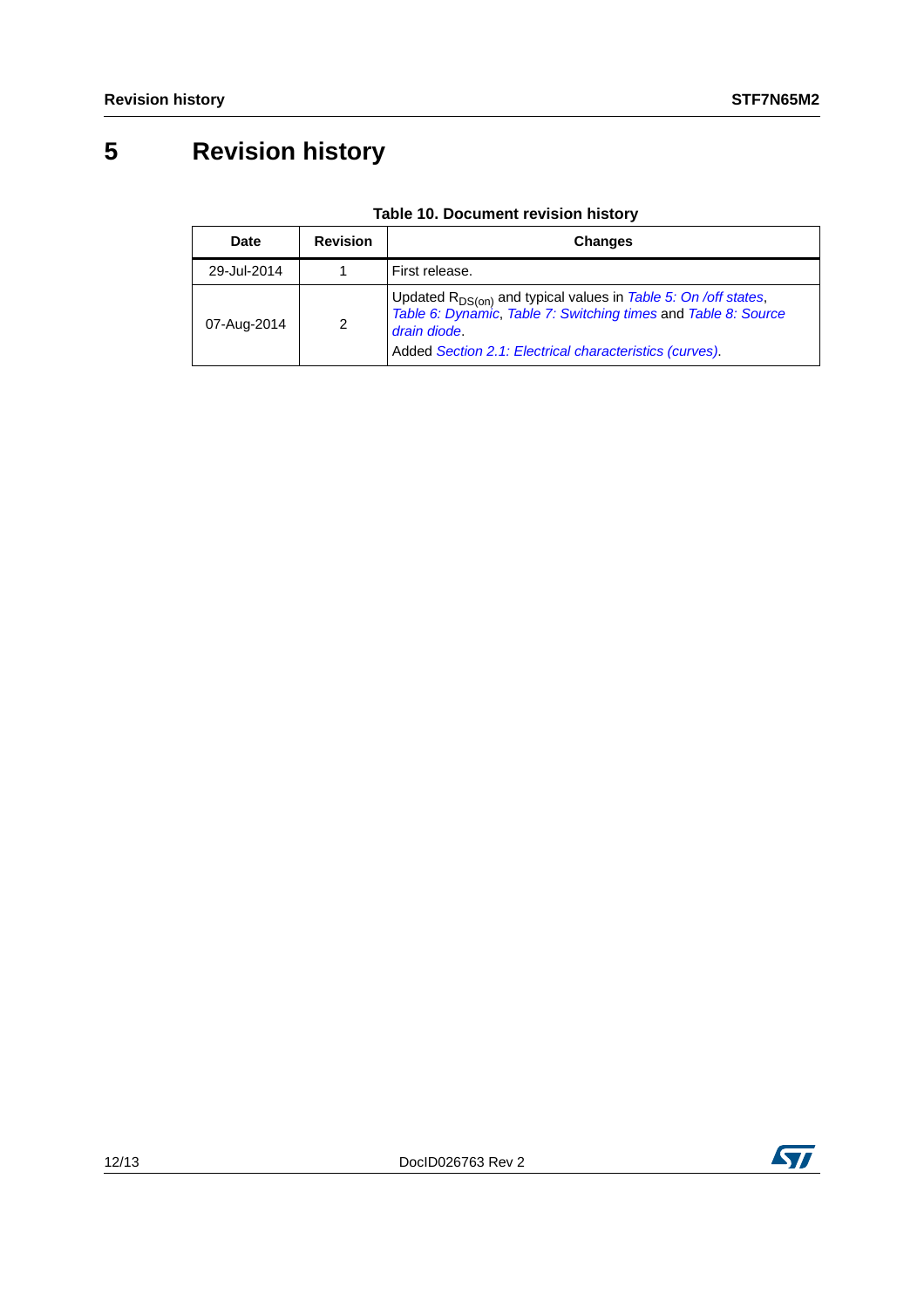# 5 Revision history

**Table 10. Document revision history**

| Date | Revision | Changes |
|---|---|---|
| 29-Jul-2014 | 1 | First release. |
| 07-Aug-2014 | 2 | Updated $R_{DS(on)}$ and typical values in *Table 5: On /off states*, *Table 6: Dynamic*, *Table 7: Switching times* and *Table 8: Source drain diode*.<br>Added *Section 2.1: Electrical characteristics (curves)*. |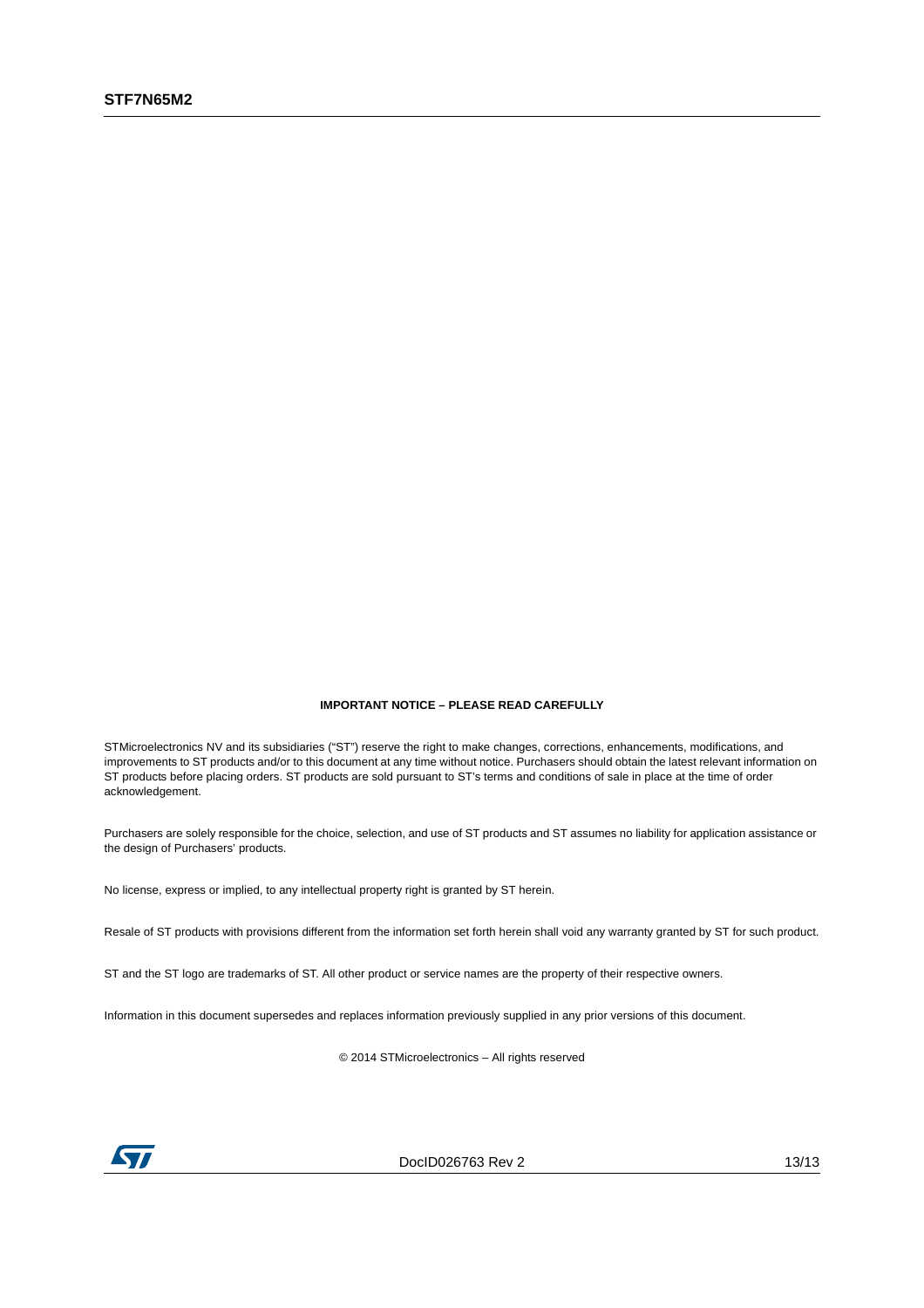**IMPORTANT NOTICE – PLEASE READ CAREFULLY**

STMicroelectronics NV and its subsidiaries ("ST") reserve the right to make changes, corrections, enhancements, modifications, and improvements to ST products and/or to this document at any time without notice. Purchasers should obtain the latest relevant information on ST products before placing orders. ST products are sold pursuant to ST's terms and conditions of sale in place at the time of order acknowledgement.

Purchasers are solely responsible for the choice, selection, and use of ST products and ST assumes no liability for application assistance or the design of Purchasers' products.

No license, express or implied, to any intellectual property right is granted by ST herein.

Resale of ST products with provisions different from the information set forth herein shall void any warranty granted by ST for such product.

ST and the ST logo are trademarks of ST. All other product or service names are the property of their respective owners.

Information in this document supersedes and replaces information previously supplied in any prior versions of this document.

© 2014 STMicroelectronics – All rights reserved